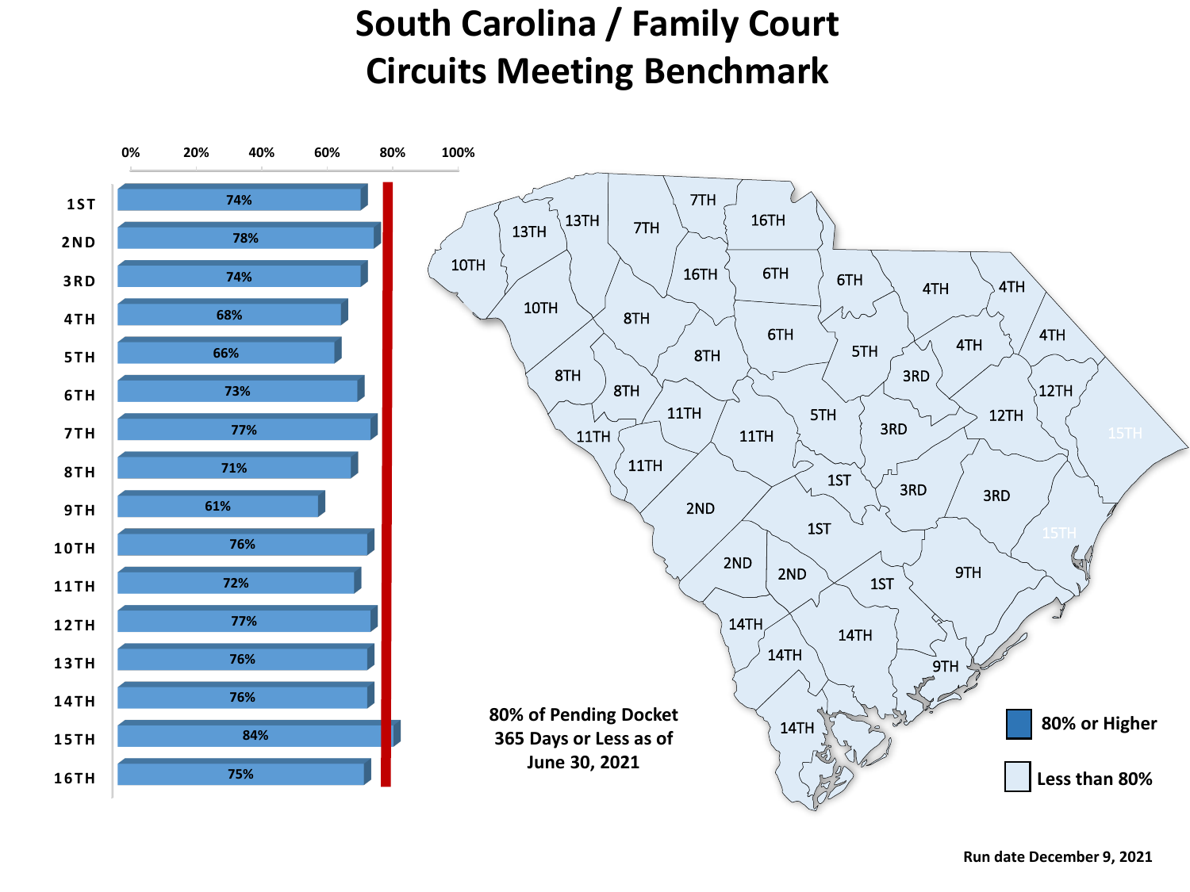# South Carolina / Family Court
# Circuits Meeting Benchmark

| Circuit | Percentage |
| --- | --- |
| 1ST | 74% |
| 2ND | 78% |
| 3RD | 74% |
| 4TH | 68% |
| 5TH | 66% |
| 6TH | 73% |
| 7TH | 77% |
| 8TH | 71% |
| 9TH | 61% |
| 10TH | 76% |
| 11TH | 72% |
| 12TH | 77% |
| 13TH | 76% |
| 14TH | 76% |
| 15TH | 84% |
| 16TH | 75% |

**80% of Pending Docket 365 Days or Less as of June 30, 2021**

- 80% or Higher
- Less than 80%

Run date December 9, 2021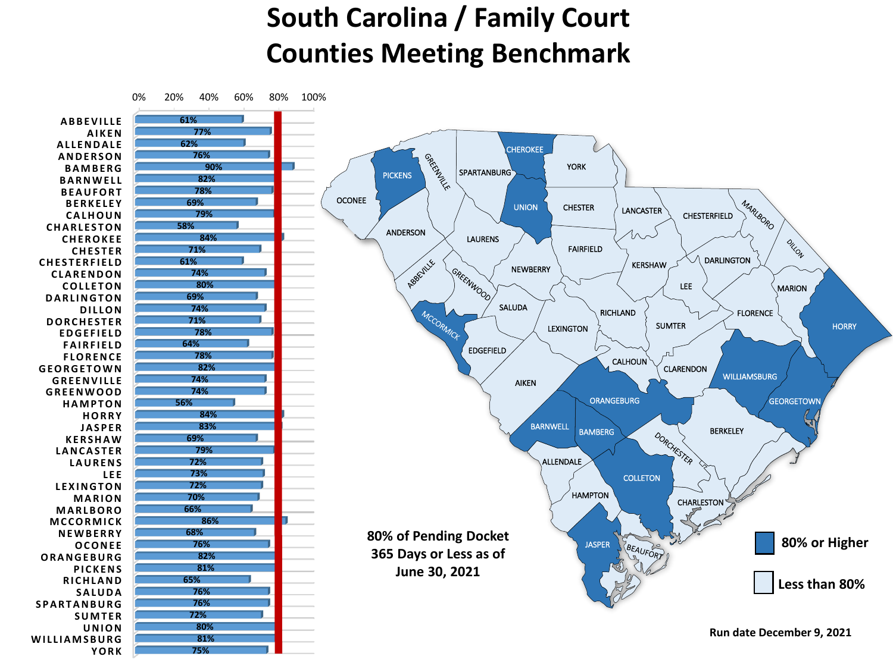# South Carolina / Family Court
# Counties Meeting Benchmark

0% 20% 40% 60% 80% 100%

ABBEVILLE 61%
AIKEN 77%
ALLENDALE 62%
ANDERSON 76%
BAMBERG 90%
BARNWELL 82%
BEAUFORT 78%
BERKELEY 69%
CALHOUN 79%
CHARLESTON 58%
CHEROKEE 84%
CHESTER 71%
CHESTERFIELD 61%
CLARENDON 74%
COLLETON 80%
DARLINGTON 69%
DILLON 74%
DORCHESTER 71%
EDGEFIELD 78%
FAIRFIELD 64%
FLORENCE 78%
GEORGETOWN 82%
GREENVILLE 74%
GREENWOOD 74%
HAMPTON 56%
HORRY 84%
JASPER 83%
KERSHAW 69%
LANCASTER 79%
LAURENS 72%
LEE 73%
LEXINGTON 72%
MARION 70%
MARLBORO 66%
MCCORMICK 86%
NEWBERRY 68%
OCONEE 76%
ORANGEBURG 82%
PICKENS 81%
RICHLAND 65%
SALUDA 76%
SPARTANBURG 76%
SUMTER 72%
UNION 80%
WILLIAMSBURG 81%
YORK 75%

OCONEE, PICKENS, GREENVILLE, SPARTANBURG, CHEROKEE, YORK, UNION, CHESTER, LANCASTER, CHESTERFIELD, MARLBORO, DILLON, ANDERSON, LAURENS, FAIRFIELD, KERSHAW, DARLINGTON, ABBEVILLE, GREENWOOD, NEWBERRY, LEE, MARION, MCCORMICK, SALUDA, RICHLAND, FLORENCE, HORRY, LEXINGTON, SUMTER, EDGEFIELD, CALHOUN, CLARENDON, WILLIAMSBURG, AIKEN, ORANGEBURG, GEORGETOWN, BARNWELL, BAMBERG, BERKELEY, DORCHESTER, ALLENDALE, COLLETON, HAMPTON, CHARLESTON, JASPER, BEAUFORT

80% of Pending Docket
365 Days or Less as of
June 30, 2021

80% or Higher

Less than 80%

Run date December 9, 2021